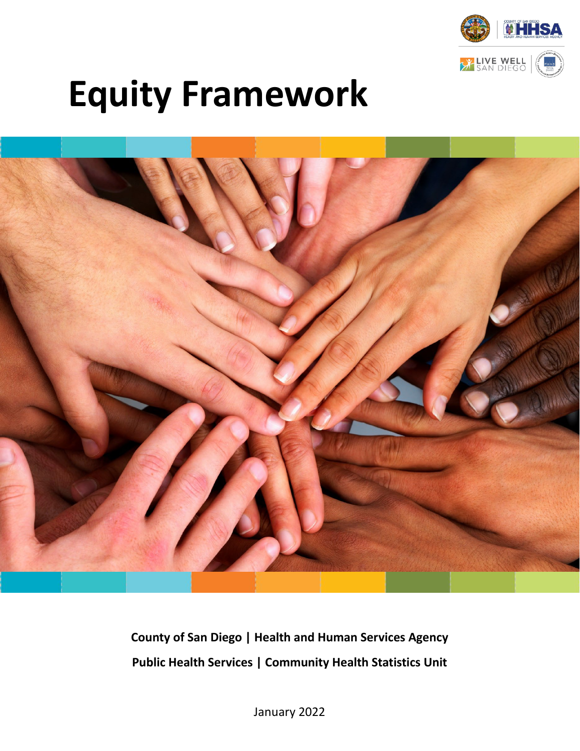# Equity Framework

**County of San Diego | Health and Human Services Agency**

**Public Health Services | Community Health Statistics Unit**

January 2022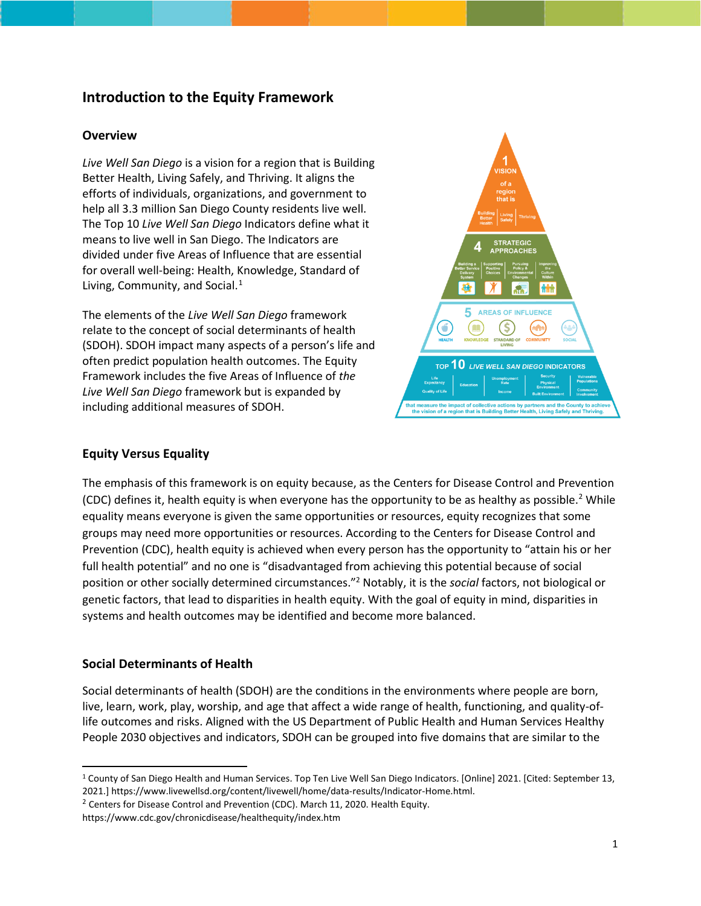## Introduction to the Equity Framework

### Overview

*Live Well San Diego* is a vision for a region that is Building Better Health, Living Safely, and Thriving. It aligns the efforts of individuals, organizations, and government to help all 3.3 million San Diego County residents live well. The Top 10 *Live Well San Diego* Indicators define what it means to live well in San Diego. The Indicators are divided under five Areas of Influence that are essential for overall well-being: Health, Knowledge, Standard of Living, Community, and Social.[1]

The elements of the *Live Well San Diego* framework relate to the concept of social determinants of health (SDOH). SDOH impact many aspects of a person's life and often predict population health outcomes. The Equity Framework includes the five Areas of Influence of *the Live Well San Diego* framework but is expanded by including additional measures of SDOH.

### Equity Versus Equality

The emphasis of this framework is on equity because, as the Centers for Disease Control and Prevention (CDC) defines it, health equity is when everyone has the opportunity to be as healthy as possible.[2] While equality means everyone is given the same opportunities or resources, equity recognizes that some groups may need more opportunities or resources. According to the Centers for Disease Control and Prevention (CDC), health equity is achieved when every person has the opportunity to "attain his or her full health potential" and no one is "disadvantaged from achieving this potential because of social position or other socially determined circumstances."[2] Notably, it is the *social* factors, not biological or genetic factors, that lead to disparities in health equity. With the goal of equity in mind, disparities in systems and health outcomes may be identified and become more balanced.

### Social Determinants of Health

Social determinants of health (SDOH) are the conditions in the environments where people are born, live, learn, work, play, worship, and age that affect a wide range of health, functioning, and quality-of-life outcomes and risks. Aligned with the US Department of Public Health and Human Services Healthy People 2030 objectives and indicators, SDOH can be grouped into five domains that are similar to the

---

[1] County of San Diego Health and Human Services. Top Ten Live Well San Diego Indicators. [Online] 2021. [Cited: September 13, 2021.] https://www.livewellsd.org/content/livewell/home/data-results/Indicator-Home.html.

[2] Centers for Disease Control and Prevention (CDC). March 11, 2020. Health Equity. https://www.cdc.gov/chronicdisease/healthequity/index.htm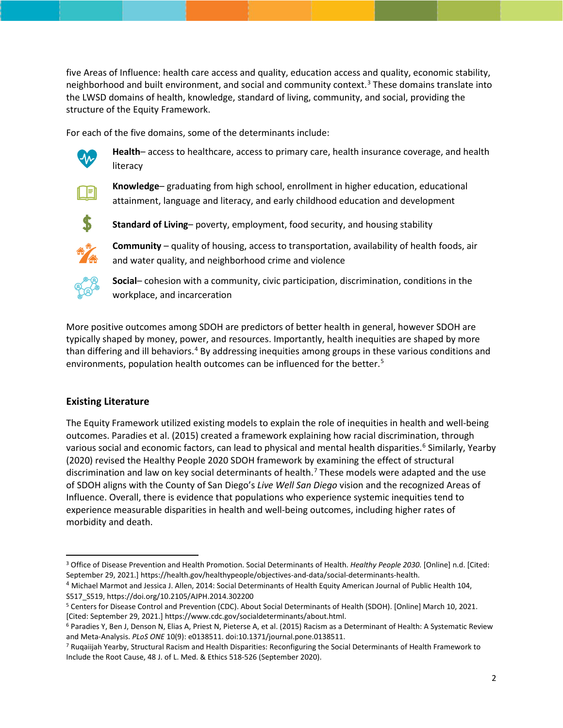five Areas of Influence: health care access and quality, education access and quality, economic stability, neighborhood and built environment, and social and community context.[3] These domains translate into the LWSD domains of health, knowledge, standard of living, community, and social, providing the structure of the Equity Framework.

For each of the five domains, some of the determinants include:

- **Health**– access to healthcare, access to primary care, health insurance coverage, and health literacy
- **Knowledge**– graduating from high school, enrollment in higher education, educational attainment, language and literacy, and early childhood education and development
- **Standard of Living**– poverty, employment, food security, and housing stability
- **Community** – quality of housing, access to transportation, availability of health foods, air and water quality, and neighborhood crime and violence
- **Social**– cohesion with a community, civic participation, discrimination, conditions in the workplace, and incarceration

More positive outcomes among SDOH are predictors of better health in general, however SDOH are typically shaped by money, power, and resources. Importantly, health inequities are shaped by more than differing and ill behaviors.[4] By addressing inequities among groups in these various conditions and environments, population health outcomes can be influenced for the better.[5]

## Existing Literature

The Equity Framework utilized existing models to explain the role of inequities in health and well-being outcomes. Paradies et al. (2015) created a framework explaining how racial discrimination, through various social and economic factors, can lead to physical and mental health disparities.[6] Similarly, Yearby (2020) revised the Healthy People 2020 SDOH framework by examining the effect of structural discrimination and law on key social determinants of health.[7] These models were adapted and the use of SDOH aligns with the County of San Diego's *Live Well San Diego* vision and the recognized Areas of Influence. Overall, there is evidence that populations who experience systemic inequities tend to experience measurable disparities in health and well-being outcomes, including higher rates of morbidity and death.

---

[3] Office of Disease Prevention and Health Promotion. Social Determinants of Health. *Healthy People 2030.* [Online] n.d. [Cited: September 29, 2021.] https://health.gov/healthypeople/objectives-and-data/social-determinants-health.

[4] Michael Marmot and Jessica J. Allen, 2014: Social Determinants of Health Equity American Journal of Public Health 104, S517_S519, https://doi.org/10.2105/AJPH.2014.302200

[5] Centers for Disease Control and Prevention (CDC). About Social Determinants of Health (SDOH). [Online] March 10, 2021. [Cited: September 29, 2021.] https://www.cdc.gov/socialdeterminants/about.html.

[6] Paradies Y, Ben J, Denson N, Elias A, Priest N, Pieterse A, et al. (2015) Racism as a Determinant of Health: A Systematic Review and Meta-Analysis. *PLoS ONE* 10(9): e0138511. doi:10.1371/journal.pone.0138511.

[7] Ruqaiijah Yearby, Structural Racism and Health Disparities: Reconfiguring the Social Determinants of Health Framework to Include the Root Cause, 48 J. of L. Med. & Ethics 518-526 (September 2020).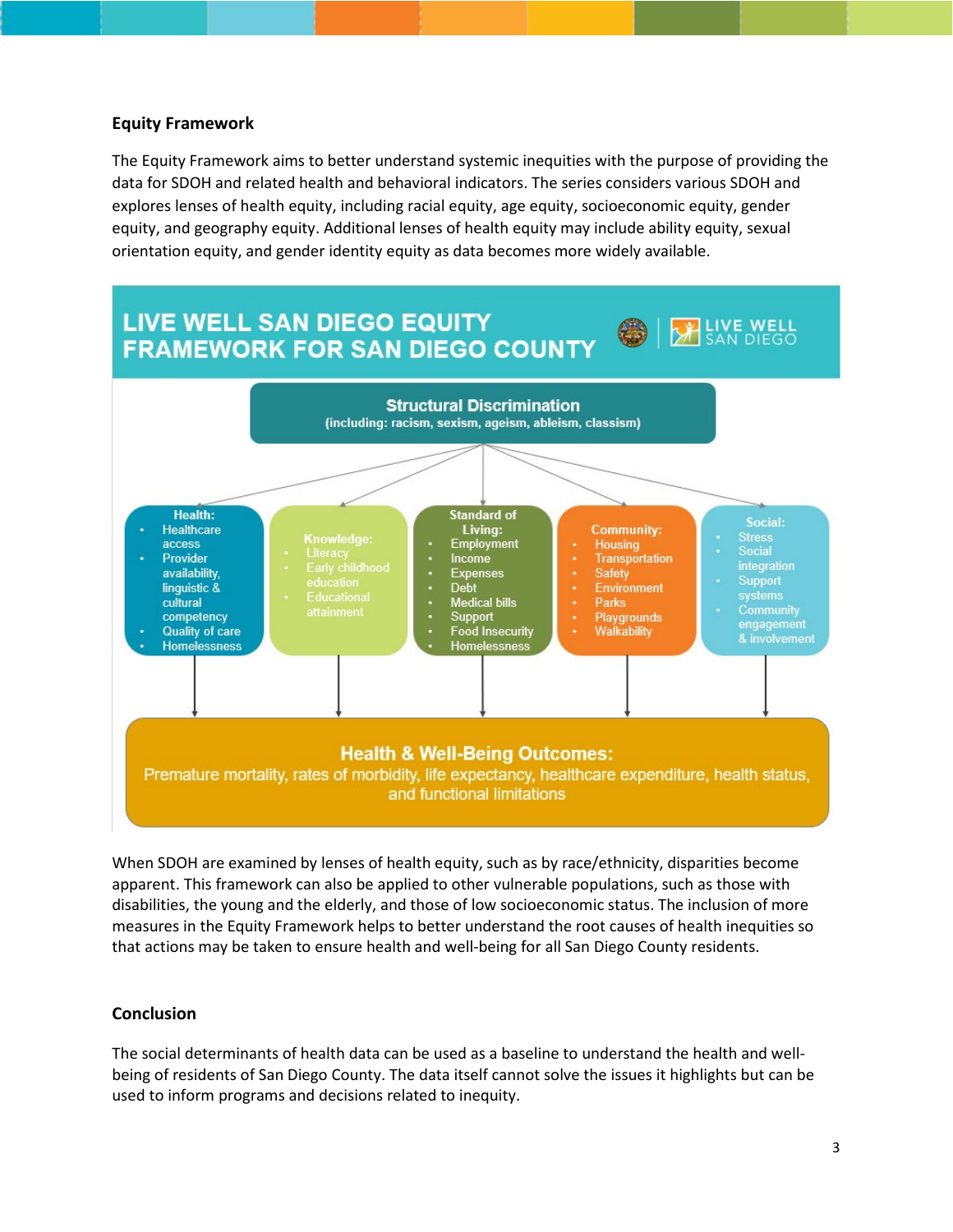## Equity Framework

The Equity Framework aims to better understand systemic inequities with the purpose of providing the data for SDOH and related health and behavioral indicators. The series considers various SDOH and explores lenses of health equity, including racial equity, age equity, socioeconomic equity, gender equity, and geography equity. Additional lenses of health equity may include ability equity, sexual orientation equity, and gender identity equity as data becomes more widely available.

**LIVE WELL SAN DIEGO EQUITY FRAMEWORK FOR SAN DIEGO COUNTY**

**Structural Discrimination**
(including: racism, sexism, ageism, ableism, classism)

**Health:**
- Healthcare access
- Provider availability, linguistic & cultural competency
- Quality of care
- Homelessness

**Knowledge:**
- Literacy
- Early childhood education
- Educational attainment

**Standard of Living:**
- Employment
- Income
- Expenses
- Debt
- Medical bills
- Support
- Food Insecurity
- Homelessness

**Community:**
- Housing
- Transportation
- Safety
- Environment
- Parks
- Playgrounds
- Walkability

**Social:**
- Stress
- Social integration
- Support systems
- Community engagement & involvement

**Health & Well-Being Outcomes:**
Premature mortality, rates of morbidity, life expectancy, healthcare expenditure, health status, and functional limitations

When SDOH are examined by lenses of health equity, such as by race/ethnicity, disparities become apparent. This framework can also be applied to other vulnerable populations, such as those with disabilities, the young and the elderly, and those of low socioeconomic status. The inclusion of more measures in the Equity Framework helps to better understand the root causes of health inequities so that actions may be taken to ensure health and well-being for all San Diego County residents.

## Conclusion

The social determinants of health data can be used as a baseline to understand the health and well-being of residents of San Diego County. The data itself cannot solve the issues it highlights but can be used to inform programs and decisions related to inequity.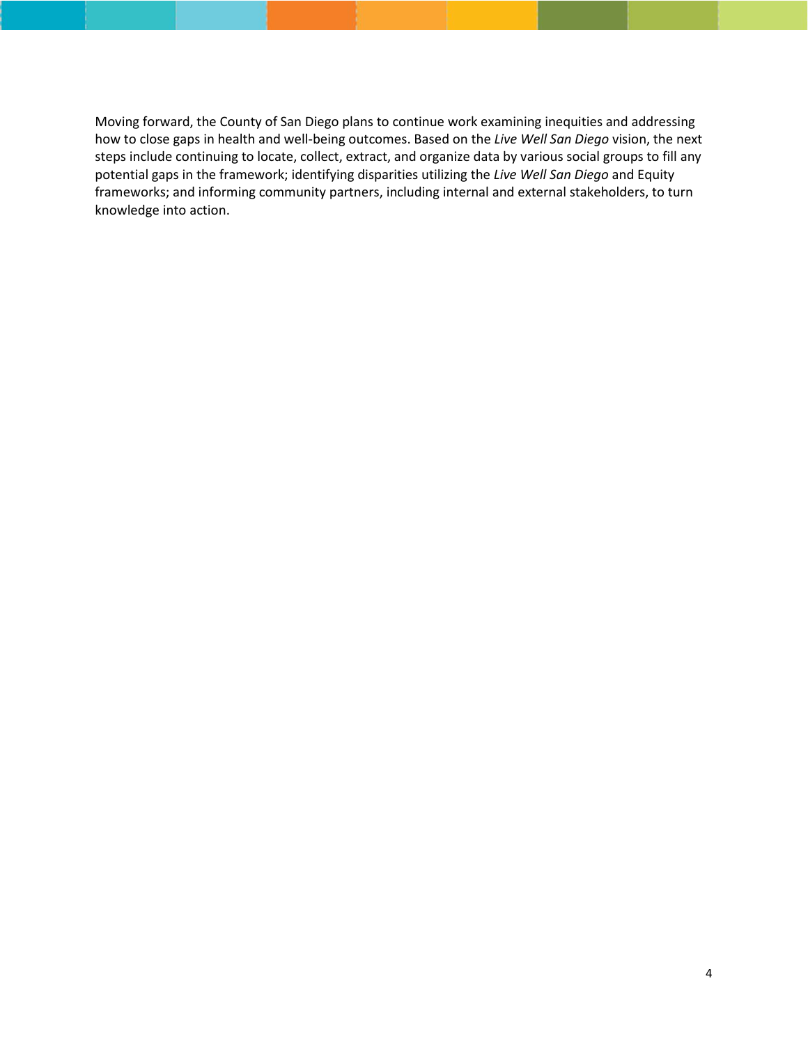Moving forward, the County of San Diego plans to continue work examining inequities and addressing how to close gaps in health and well-being outcomes. Based on the *Live Well San Diego* vision, the next steps include continuing to locate, collect, extract, and organize data by various social groups to fill any potential gaps in the framework; identifying disparities utilizing the *Live Well San Diego* and Equity frameworks; and informing community partners, including internal and external stakeholders, to turn knowledge into action.